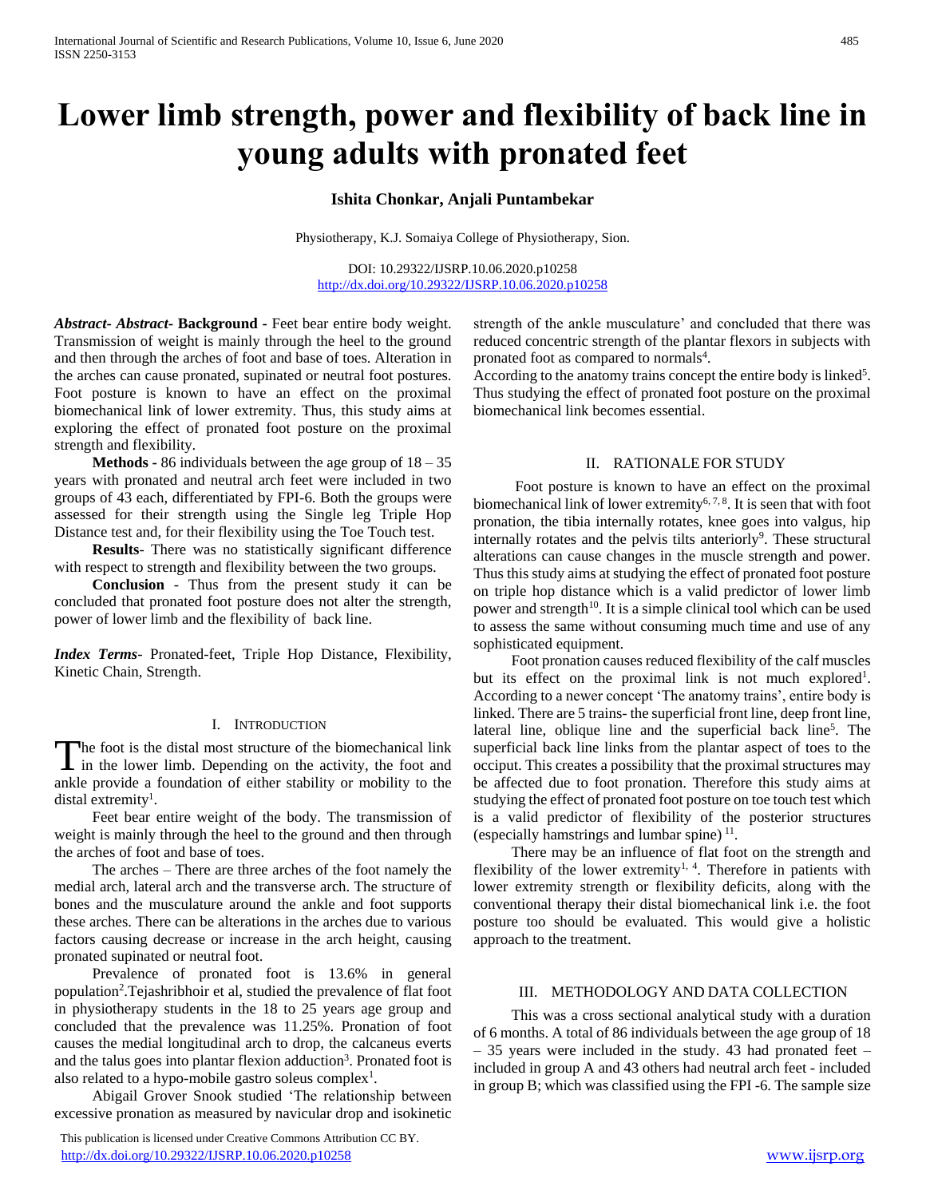# Lower limb strength, power and flexibility of back line in young adults with pronated feet

**Ishita Chonkar, Anjali Puntambekar**

Physiotherapy, K.J. Somaiya College of Physiotherapy, Sion.

DOI: 10.29322/IJSRP.10.06.2020.p10258
http://dx.doi.org/10.29322/IJSRP.10.06.2020.p10258

***Abstract- Abstract-*** **Background -** Feet bear entire body weight. Transmission of weight is mainly through the heel to the ground and then through the arches of foot and base of toes. Alteration in the arches can cause pronated, supinated or neutral foot postures. Foot posture is known to have an effect on the proximal biomechanical link of lower extremity. Thus, this study aims at exploring the effect of pronated foot posture on the proximal strength and flexibility.

**Methods -** 86 individuals between the age group of 18 – 35 years with pronated and neutral arch feet were included in two groups of 43 each, differentiated by FPI-6. Both the groups were assessed for their strength using the Single leg Triple Hop Distance test and, for their flexibility using the Toe Touch test.

**Results**- There was no statistically significant difference with respect to strength and flexibility between the two groups.

**Conclusion** - Thus from the present study it can be concluded that pronated foot posture does not alter the strength, power of lower limb and the flexibility of back line.

***Index Terms***- Pronated-feet, Triple Hop Distance, Flexibility, Kinetic Chain, Strength.

## I. Introduction

The foot is the distal most structure of the biomechanical link in the lower limb. Depending on the activity, the foot and ankle provide a foundation of either stability or mobility to the distal extremity[1].

Feet bear entire weight of the body. The transmission of weight is mainly through the heel to the ground and then through the arches of foot and base of toes.

The arches – There are three arches of the foot namely the medial arch, lateral arch and the transverse arch. The structure of bones and the musculature around the ankle and foot supports these arches. There can be alterations in the arches due to various factors causing decrease or increase in the arch height, causing pronated supinated or neutral foot.

Prevalence of pronated foot is 13.6% in general population[2].Tejashribhoir et al, studied the prevalence of flat foot in physiotherapy students in the 18 to 25 years age group and concluded that the prevalence was 11.25%. Pronation of foot causes the medial longitudinal arch to drop, the calcaneus everts and the talus goes into plantar flexion adduction[3]. Pronated foot is also related to a hypo-mobile gastro soleus complex[1].

Abigail Grover Snook studied 'The relationship between excessive pronation as measured by navicular drop and isokinetic strength of the ankle musculature' and concluded that there was reduced concentric strength of the plantar flexors in subjects with pronated foot as compared to normals[4].

According to the anatomy trains concept the entire body is linked[5]. Thus studying the effect of pronated foot posture on the proximal biomechanical link becomes essential.

## II. Rationale for Study

Foot posture is known to have an effect on the proximal biomechanical link of lower extremity[6, 7, 8]. It is seen that with foot pronation, the tibia internally rotates, knee goes into valgus, hip internally rotates and the pelvis tilts anteriorly[9]. These structural alterations can cause changes in the muscle strength and power. Thus this study aims at studying the effect of pronated foot posture on triple hop distance which is a valid predictor of lower limb power and strength[10]. It is a simple clinical tool which can be used to assess the same without consuming much time and use of any sophisticated equipment.

Foot pronation causes reduced flexibility of the calf muscles but its effect on the proximal link is not much explored[1]. According to a newer concept 'The anatomy trains', entire body is linked. There are 5 trains- the superficial front line, deep front line, lateral line, oblique line and the superficial back line[5]. The superficial back line links from the plantar aspect of toes to the occiput. This creates a possibility that the proximal structures may be affected due to foot pronation. Therefore this study aims at studying the effect of pronated foot posture on toe touch test which is a valid predictor of flexibility of the posterior structures (especially hamstrings and lumbar spine) [11].

There may be an influence of flat foot on the strength and flexibility of the lower extremity[1, 4]. Therefore in patients with lower extremity strength or flexibility deficits, along with the conventional therapy their distal biomechanical link i.e. the foot posture too should be evaluated. This would give a holistic approach to the treatment.

## III. Methodology and Data Collection

This was a cross sectional analytical study with a duration of 6 months. A total of 86 individuals between the age group of 18 – 35 years were included in the study. 43 had pronated feet – included in group A and 43 others had neutral arch feet - included in group B; which was classified using the FPI -6. The sample size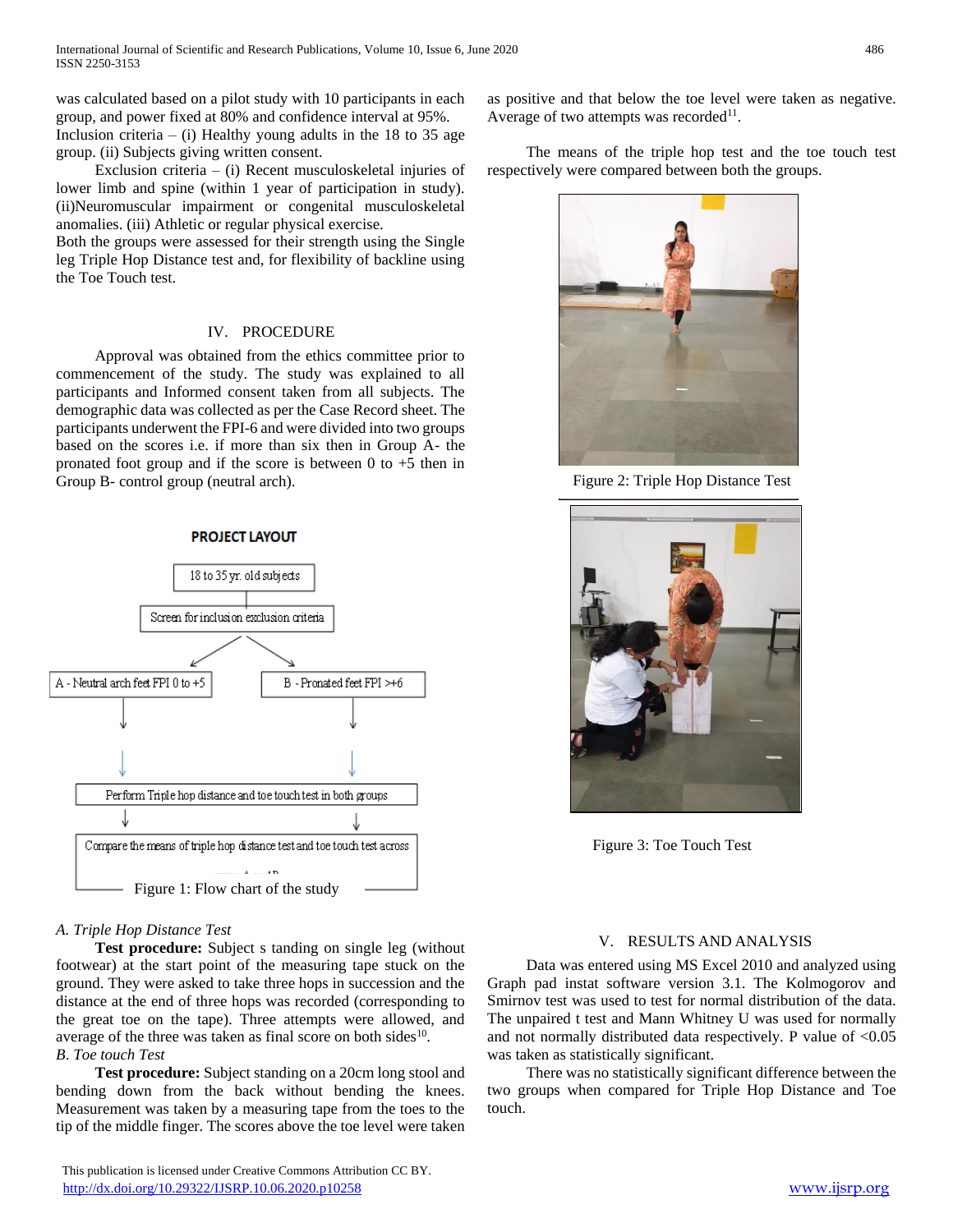was calculated based on a pilot study with 10 participants in each group, and power fixed at 80% and confidence interval at 95%.
Inclusion criteria – (i) Healthy young adults in the 18 to 35 age group. (ii) Subjects giving written consent.

Exclusion criteria – (i) Recent musculoskeletal injuries of lower limb and spine (within 1 year of participation in study). (ii)Neuromuscular impairment or congenital musculoskeletal anomalies. (iii) Athletic or regular physical exercise.
Both the groups were assessed for their strength using the Single leg Triple Hop Distance test and, for flexibility of backline using the Toe Touch test.

## IV. PROCEDURE

Approval was obtained from the ethics committee prior to commencement of the study. The study was explained to all participants and Informed consent taken from all subjects. The demographic data was collected as per the Case Record sheet. The participants underwent the FPI-6 and were divided into two groups based on the scores i.e. if more than six then in Group A- the pronated foot group and if the score is between 0 to +5 then in Group B- control group (neutral arch).

**PROJECT LAYOUT**

18 to 35 yr. old subjects → Screen for inclusion exclusion criteria → A - Neutral arch feet FPI 0 to +5 / B - Pronated feet FPI >+6 → Perform Triple hop distance and toe touch test in both groups → Compare the means of triple hop distance test and toe touch test across group A and B

Figure 1: Flow chart of the study

### A. Triple Hop Distance Test

**Test procedure:** Subject s tanding on single leg (without footwear) at the start point of the measuring tape stuck on the ground. They were asked to take three hops in succession and the distance at the end of three hops was recorded (corresponding to the great toe on the tape). Three attempts were allowed, and average of the three was taken as final score on both sides[10].

### B. Toe touch Test

**Test procedure:** Subject standing on a 20cm long stool and bending down from the back without bending the knees. Measurement was taken by a measuring tape from the toes to the tip of the middle finger. The scores above the toe level were taken as positive and that below the toe level were taken as negative. Average of two attempts was recorded[11].

The means of the triple hop test and the toe touch test respectively were compared between both the groups.

Figure 2: Triple Hop Distance Test

Figure 3: Toe Touch Test

## V. RESULTS AND ANALYSIS

Data was entered using MS Excel 2010 and analyzed using Graph pad instat software version 3.1. The Kolmogorov and Smirnov test was used to test for normal distribution of the data. The unpaired t test and Mann Whitney U was used for normally and not normally distributed data respectively. P value of <0.05 was taken as statistically significant.

There was no statistically significant difference between the two groups when compared for Triple Hop Distance and Toe touch.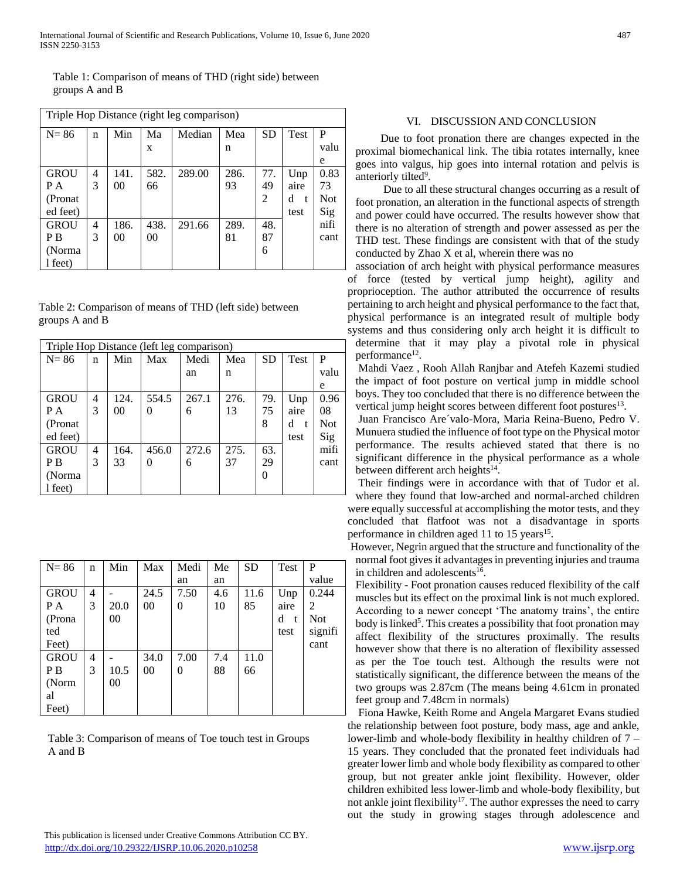Table 1: Comparison of means of THD (right side) between groups A and B

| Triple Hop Distance (right leg comparison) | | | | | | | | |
|---|---|---|---|---|---|---|---|---|
| N= 86 | n | Min | Max | Median | Mean | SD | Test | P value |
| GROUP A (Pronated feet) | 43 | 141.00 | 582.66 | 289.00 | 286.93 | 77.492 | Unpaired t test | 0.8373 Not Significant |
| GROUP B (Normal feet) | 43 | 186.00 | 438.00 | 291.66 | 289.81 | 48.876 | | |

Table 2: Comparison of means of THD (left side) between groups A and B

| Triple Hop Distance (left leg comparison) | | | | | | | | |
|---|---|---|---|---|---|---|---|---|
| N= 86 | n | Min | Max | Median | Mean | SD | Test | P value |
| GROUP A (Pronated feet) | 43 | 124.00 | 554.50 | 267.16 | 276.13 | 79.758 | Unpaired t test | 0.9608 Not Significant |
| GROUP B (Normal feet) | 43 | 164.33 | 456.00 | 272.66 | 275.37 | 63.290 | | |

| N= 86 | n | Min | Max | Median | Mean | SD | Test | P value |
|---|---|---|---|---|---|---|---|---|
| GROUP A (Pronated Feet) | 43 | -20.000 | 24.500 | 7.500 | 4.610 | 11.685 | Unpaired t test | 0.2442 Not significant |
| GROUP B (Normal Feet) | 43 | -10.500 | 34.000 | 7.000 | 7.488 | 11.066 | | |

Table 3: Comparison of means of Toe touch test in Groups A and B

## VI. DISCUSSION AND CONCLUSION

Due to foot pronation there are changes expected in the proximal biomechanical link. The tibia rotates internally, knee goes into valgus, hip goes into internal rotation and pelvis is anteriorly tilted[9].

Due to all these structural changes occurring as a result of foot pronation, an alteration in the functional aspects of strength and power could have occurred. The results however show that there is no alteration of strength and power assessed as per the THD test. These findings are consistent with that of the study conducted by Zhao X et al, wherein there was no association of arch height with physical performance measures of force (tested by vertical jump height), agility and proprioception. The author attributed the occurrence of results pertaining to arch height and physical performance to the fact that, physical performance is an integrated result of multiple body systems and thus considering only arch height it is difficult to determine that it may play a pivotal role in physical performance[12].

Mahdi Vaez , Rooh Allah Ranjbar and Atefeh Kazemi studied the impact of foot posture on vertical jump in middle school boys. They too concluded that there is no difference between the vertical jump height scores between different foot postures[13].

Juan Francisco Are´valo-Mora, Maria Reina-Bueno, Pedro V. Munuera studied the influence of foot type on the Physical motor performance. The results achieved stated that there is no significant difference in the physical performance as a whole between different arch heights[14].

Their findings were in accordance with that of Tudor et al. where they found that low-arched and normal-arched children were equally successful at accomplishing the motor tests, and they concluded that flatfoot was not a disadvantage in sports performance in children aged 11 to 15 years[15].

However, Negrin argued that the structure and functionality of the normal foot gives it advantages in preventing injuries and trauma in children and adolescents[16].

Flexibility - Foot pronation causes reduced flexibility of the calf muscles but its effect on the proximal link is not much explored. According to a newer concept 'The anatomy trains', the entire body is linked[5]. This creates a possibility that foot pronation may affect flexibility of the structures proximally. The results however show that there is no alteration of flexibility assessed as per the Toe touch test. Although the results were not statistically significant, the difference between the means of the two groups was 2.87cm (The means being 4.61cm in pronated feet group and 7.48cm in normals)

Fiona Hawke, Keith Rome and Angela Margaret Evans studied the relationship between foot posture, body mass, age and ankle, lower-limb and whole-body flexibility in healthy children of 7 – 15 years. They concluded that the pronated feet individuals had greater lower limb and whole body flexibility as compared to other group, but not greater ankle joint flexibility. However, older children exhibited less lower-limb and whole-body flexibility, but not ankle joint flexibility[17]. The author expresses the need to carry out the study in growing stages through adolescence and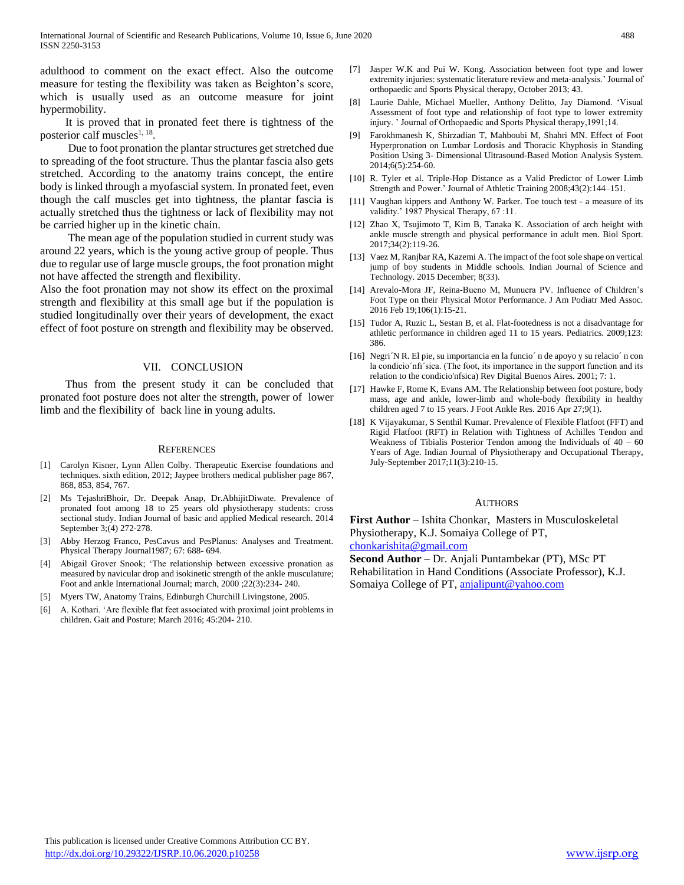adulthood to comment on the exact effect. Also the outcome measure for testing the flexibility was taken as Beighton's score, which is usually used as an outcome measure for joint hypermobility.

It is proved that in pronated feet there is tightness of the posterior calf muscles[1, 18].

Due to foot pronation the plantar structures get stretched due to spreading of the foot structure. Thus the plantar fascia also gets stretched. According to the anatomy trains concept, the entire body is linked through a myofascial system. In pronated feet, even though the calf muscles get into tightness, the plantar fascia is actually stretched thus the tightness or lack of flexibility may not be carried higher up in the kinetic chain.

The mean age of the population studied in current study was around 22 years, which is the young active group of people. Thus due to regular use of large muscle groups, the foot pronation might not have affected the strength and flexibility.

Also the foot pronation may not show its effect on the proximal strength and flexibility at this small age but if the population is studied longitudinally over their years of development, the exact effect of foot posture on strength and flexibility may be observed.

## VII. CONCLUSION

Thus from the present study it can be concluded that pronated foot posture does not alter the strength, power of lower limb and the flexibility of back line in young adults.

## REFERENCES

[1] Carolyn Kisner, Lynn Allen Colby. Therapeutic Exercise foundations and techniques. sixth edition, 2012; Jaypee brothers medical publisher page 867, 868, 853, 854, 767.

[2] Ms TejashriBhoir, Dr. Deepak Anap, Dr.AbhijitDiwate. Prevalence of pronated foot among 18 to 25 years old physiotherapy students: cross sectional study. Indian Journal of basic and applied Medical research. 2014 September 3;(4) 272-278.

[3] Abby Herzog Franco, PesCavus and PesPlanus: Analyses and Treatment. Physical Therapy Journal1987; 67: 688- 694.

[4] Abigail Grover Snook; 'The relationship between excessive pronation as measured by navicular drop and isokinetic strength of the ankle musculature; Foot and ankle International Journal; march, 2000 ;22(3):234- 240.

[5] Myers TW, Anatomy Trains, Edinburgh Churchill Livingstone, 2005.

[6] A. Kothari. 'Are flexible flat feet associated with proximal joint problems in children. Gait and Posture; March 2016; 45:204- 210.

[7] Jasper W.K and Pui W. Kong. Association between foot type and lower extremity injuries: systematic literature review and meta-analysis.' Journal of orthopaedic and Sports Physical therapy, October 2013; 43.

[8] Laurie Dahle, Michael Mueller, Anthony Delitto, Jay Diamond. 'Visual Assessment of foot type and relationship of foot type to lower extremity injury. ' Journal of Orthopaedic and Sports Physical therapy,1991;14.

[9] Farokhmanesh K, Shirzadian T, Mahboubi M, Shahri MN. Effect of Foot Hyperpronation on Lumbar Lordosis and Thoracic Khyphosis in Standing Position Using 3- Dimensional Ultrasound-Based Motion Analysis System. 2014;6(5):254-60.

[10] R. Tyler et al. Triple-Hop Distance as a Valid Predictor of Lower Limb Strength and Power.' Journal of Athletic Training 2008;43(2):144–151.

[11] Vaughan kippers and Anthony W. Parker. Toe touch test - a measure of its validity.' 1987 Physical Therapy, 67 :11.

[12] Zhao X, Tsujimoto T, Kim B, Tanaka K. Association of arch height with ankle muscle strength and physical performance in adult men. Biol Sport. 2017;34(2):119-26.

[13] Vaez M, Ranjbar RA, Kazemi A. The impact of the foot sole shape on vertical jump of boy students in Middle schools. Indian Journal of Science and Technology. 2015 December; 8(33).

[14] Arevalo-Mora JF, Reina-Bueno M, Munuera PV. Influence of Children's Foot Type on their Physical Motor Performance. J Am Podiatr Med Assoc. 2016 Feb 19;106(1):15-21.

[15] Tudor A, Ruzic L, Sestan B, et al. Flat-footedness is not a disadvantage for athletic performance in children aged 11 to 15 years. Pediatrics. 2009;123: 386.

[16] Negri´N R. El pie, su importancia en la funcio´ n de apoyo y su relacio´ n con la condicio´nfi´sica. (The foot, its importance in the support function and its relation to the condicio'nfsica) Rev Digital Buenos Aires. 2001; 7: 1.

[17] Hawke F, Rome K, Evans AM. The Relationship between foot posture, body mass, age and ankle, lower-limb and whole-body flexibility in healthy children aged 7 to 15 years. J Foot Ankle Res. 2016 Apr 27;9(1).

[18] K Vijayakumar, S Senthil Kumar. Prevalence of Flexible Flatfoot (FFT) and Rigid Flatfoot (RFT) in Relation with Tightness of Achilles Tendon and Weakness of Tibialis Posterior Tendon among the Individuals of 40 – 60 Years of Age. Indian Journal of Physiotherapy and Occupational Therapy, July-September 2017;11(3):210-15.

## AUTHORS

**First Author** – Ishita Chonkar, Masters in Musculoskeletal Physiotherapy, K.J. Somaiya College of PT, chonkarishita@gmail.com

**Second Author** – Dr. Anjali Puntambekar (PT), MSc PT Rehabilitation in Hand Conditions (Associate Professor), K.J. Somaiya College of PT, anjalipunt@yahoo.com